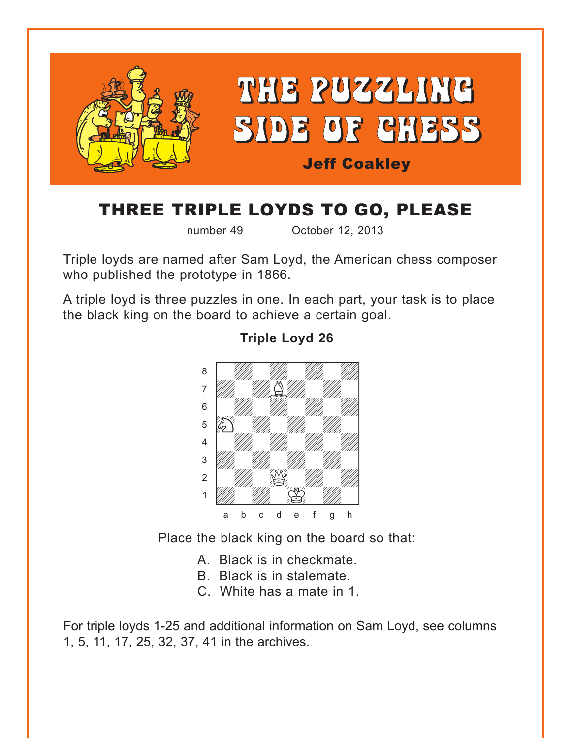# THE PUZZLING SIDE OF CHESS

**Jeff Coakley**

## THREE TRIPLE LOYDS TO GO, PLEASE

number 49 October 12, 2013

Triple loyds are named after Sam Loyd, the American chess composer who published the prototype in 1866.

A triple loyd is three puzzles in one. In each part, your task is to place the black king on the board to achieve a certain goal.

### Triple Loyd 26

Place the black king on the board so that:

A. Black is in checkmate.
B. Black is in stalemate.
C. White has a mate in 1.

For triple loyds 1-25 and additional information on Sam Loyd, see columns 1, 5, 11, 17, 25, 32, 37, 41 in the archives.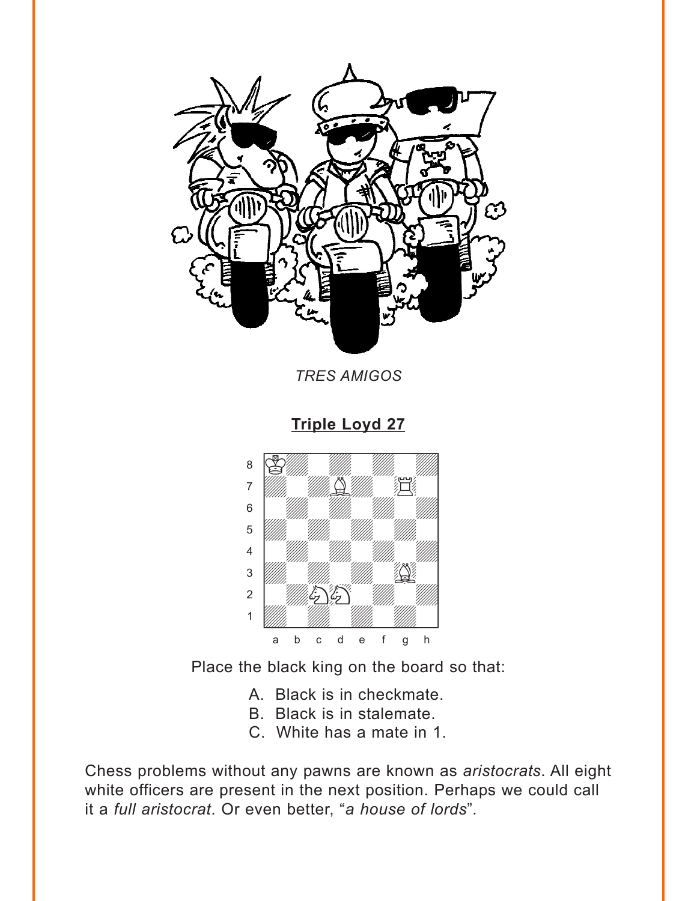*TRES AMIGOS*

## Triple Loyd 27

Place the black king on the board so that:

A. Black is in checkmate.
B. Black is in stalemate.
C. White has a mate in 1.

Chess problems without any pawns are known as *aristocrats*. All eight white officers are present in the next position. Perhaps we could call it a *full aristocrat*. Or even better, “*a house of lords*”.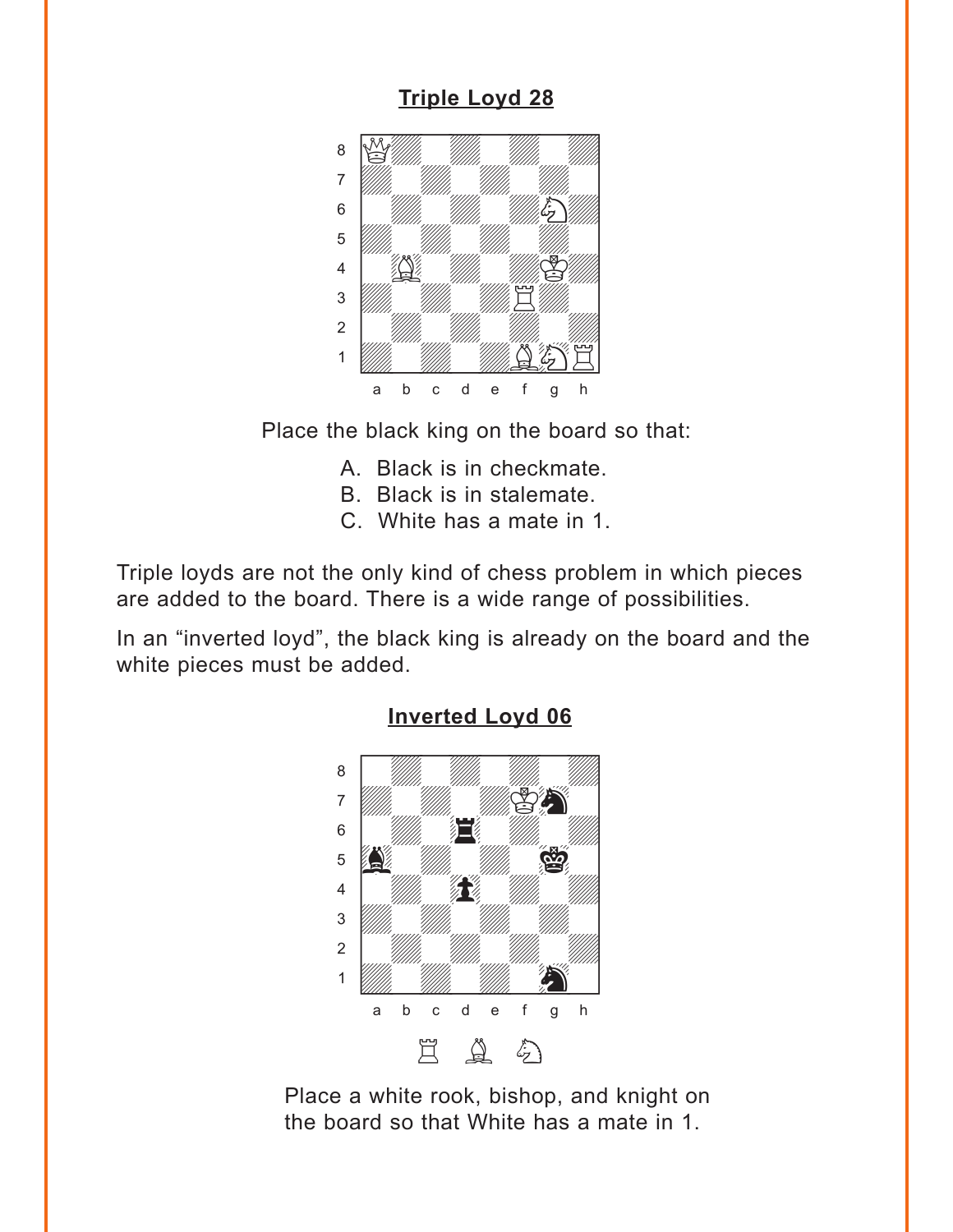**Triple Loyd 28**

Place the black king on the board so that:

A. Black is in checkmate.
B. Black is in stalemate.
C. White has a mate in 1.

Triple loyds are not the only kind of chess problem in which pieces are added to the board. There is a wide range of possibilities.

In an “inverted loyd”, the black king is already on the board and the white pieces must be added.

**Inverted Loyd 06**

Place a white rook, bishop, and knight on the board so that White has a mate in 1.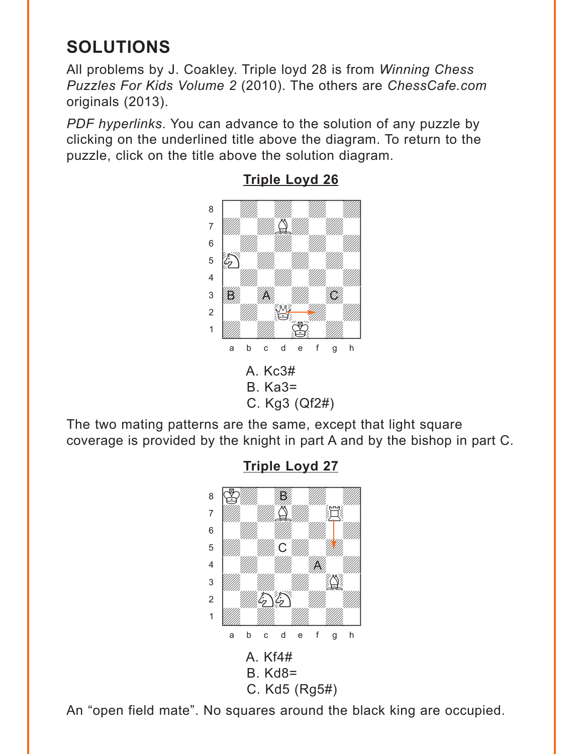## SOLUTIONS

All problems by J. Coakley. Triple loyd 28 is from *Winning Chess Puzzles For Kids Volume 2* (2010). The others are *ChessCafe.com* originals (2013).

*PDF hyperlinks*. You can advance to the solution of any puzzle by clicking on the underlined title above the diagram. To return to the puzzle, click on the title above the solution diagram.

### Triple Loyd 26

A. Kc3#
B. Ka3=
C. Kg3 (Qf2#)

The two mating patterns are the same, except that light square coverage is provided by the knight in part A and by the bishop in part C.

### Triple Loyd 27

A. Kf4#
B. Kd8=
C. Kd5 (Rg5#)

An “open field mate”. No squares around the black king are occupied.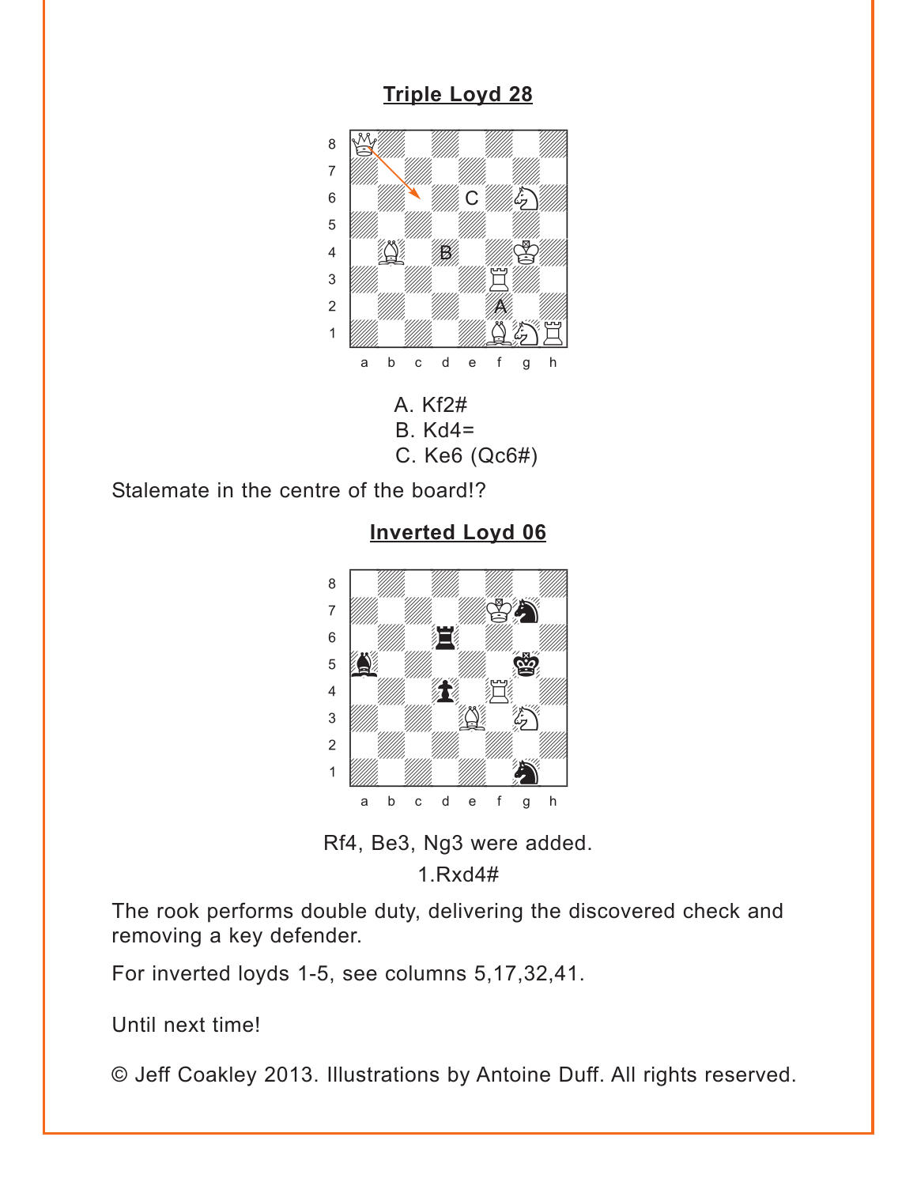## Triple Loyd 28

A. Kf2#

B. Kd4=

C. Ke6 (Qc6#)

Stalemate in the centre of the board!?

## Inverted Loyd 06

Rf4, Be3, Ng3 were added.

1.Rxd4#

The rook performs double duty, delivering the discovered check and removing a key defender.

For inverted loyds 1-5, see columns 5,17,32,41.

Until next time!

© Jeff Coakley 2013. Illustrations by Antoine Duff. All rights reserved.